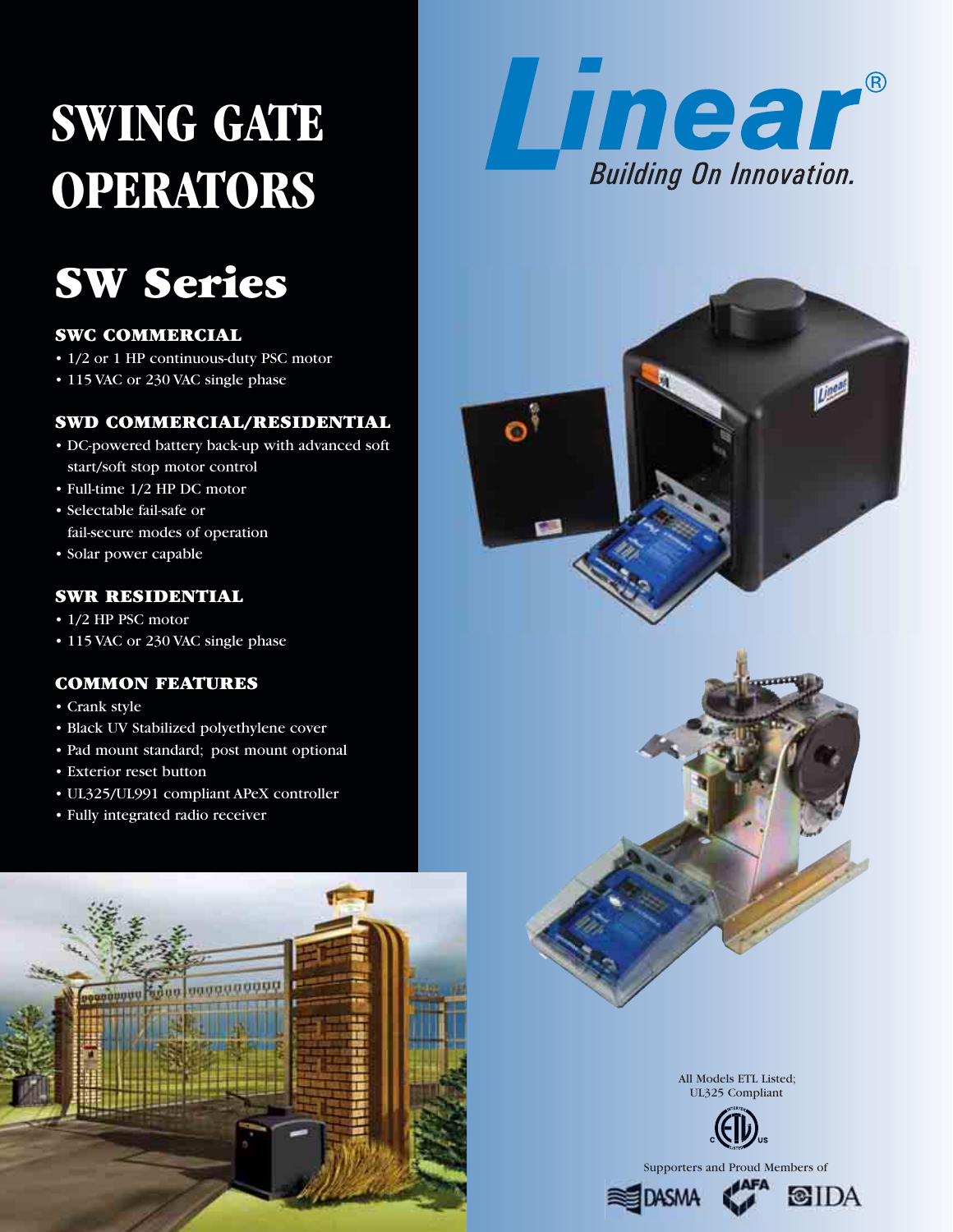# SWING GATE OPERATORS

## SW Series

### SWC COMMERCIAL

- 1/2 or 1 HP continuous-duty PSC motor
- 115 VAC or 230 VAC single phase

### SWD COMMERCIAL/RESIDENTIAL

- DC-powered battery back-up with advanced soft start/soft stop motor control
- Full-time 1/2 HP DC motor
- Selectable fail-safe or fail-secure modes of operation
- Solar power capable

### SWR RESIDENTIAL

- 1/2 HP PSC motor
- 115 VAC or 230 VAC single phase

### COMMON FEATURES

- Crank style
- Black UV Stabilized polyethylene cover
- Pad mount standard; post mount optional
- Exterior reset button
- UL325/UL991 compliant APeX controller
- Fully integrated radio receiver

Linear®
Building On Innovation.

All Models ETL Listed;
UL325 Compliant

Supporters and Proud Members of

DASMA AFA IDA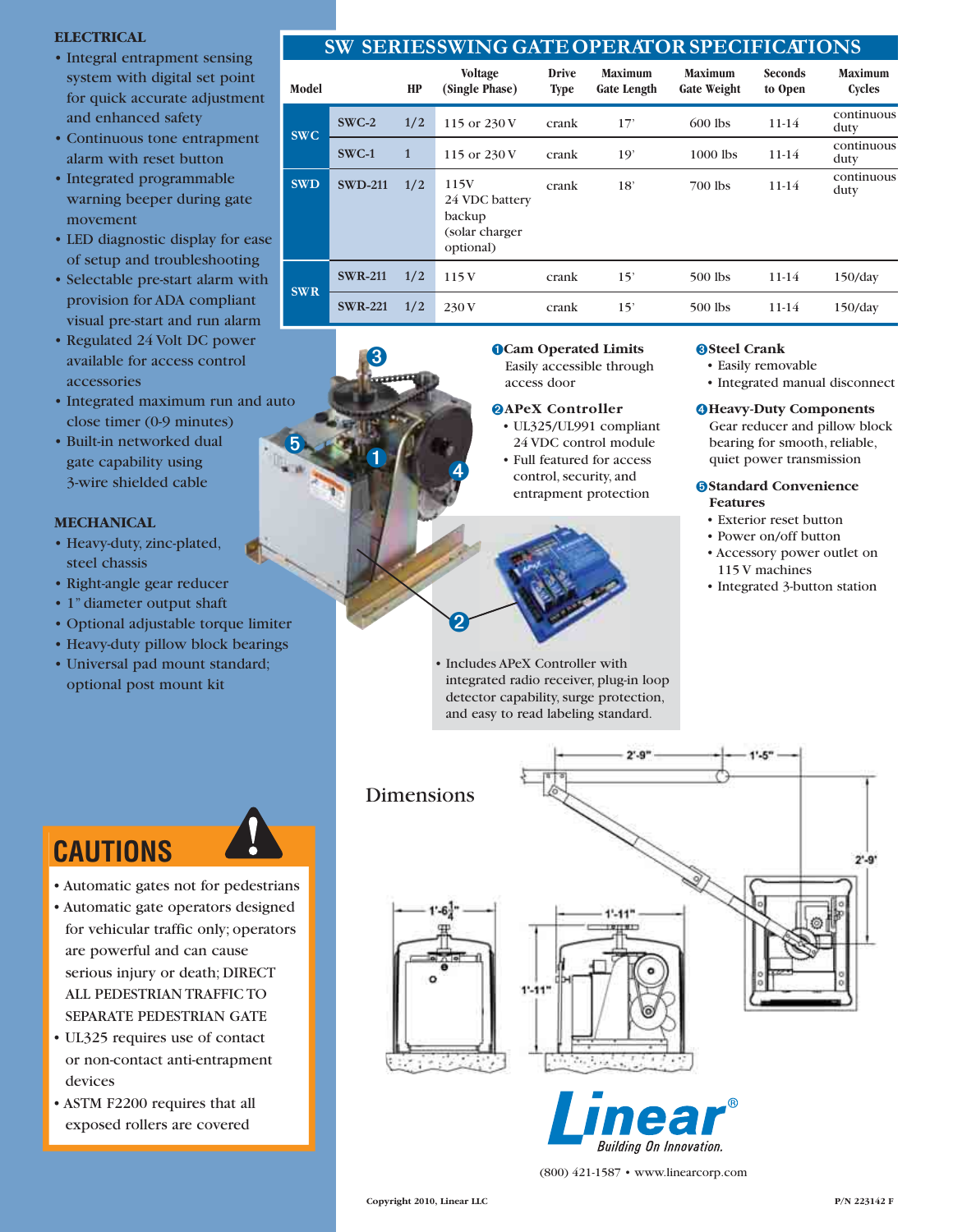## ELECTRICAL

- Integral entrapment sensing system with digital set point for quick accurate adjustment and enhanced safety
- Continuous tone entrapment alarm with reset button
- Integrated programmable warning beeper during gate movement
- LED diagnostic display for ease of setup and troubleshooting
- Selectable pre-start alarm with provision for ADA compliant visual pre-start and run alarm
- Regulated 24 Volt DC power available for access control accessories
- Integrated maximum run and auto close timer (0-9 minutes)
- Built-in networked dual gate capability using 3-wire shielded cable

## MECHANICAL

- Heavy-duty, zinc-plated, steel chassis
- Right-angle gear reducer
- 1" diameter output shaft
- Optional adjustable torque limiter
- Heavy-duty pillow block bearings
- Universal pad mount standard; optional post mount kit

## CAUTIONS

- Automatic gates not for pedestrians
- Automatic gate operators designed for vehicular traffic only; operators are powerful and can cause serious injury or death; DIRECT ALL PEDESTRIAN TRAFFIC TO SEPARATE PEDESTRIAN GATE
- UL325 requires use of contact or non-contact anti-entrapment devices
- ASTM F2200 requires that all exposed rollers are covered

## SW SERIES SWING GATE OPERATOR SPECIFICATIONS

| Model | | HP | Voltage (Single Phase) | Drive Type | Maximum Gate Length | Maximum Gate Weight | Seconds to Open | Maximum Cycles |
|---|---|---|---|---|---|---|---|---|
| SWC | SWC-2 | 1/2 | 115 or 230 V | crank | 17' | 600 lbs | 11-14 | continuous duty |
| | SWC-1 | 1 | 115 or 230 V | crank | 19' | 1000 lbs | 11-14 | continuous duty |
| SWD | SWD-211 | 1/2 | 115V 24 VDC battery backup (solar charger optional) | crank | 18' | 700 lbs | 11-14 | continuous duty |
| SWR | SWR-211 | 1/2 | 115 V | crank | 15' | 500 lbs | 11-14 | 150/day |
| | SWR-221 | 1/2 | 230 V | crank | 15' | 500 lbs | 11-14 | 150/day |

**1 Cam Operated Limits**
Easily accessible through access door

**2 APeX Controller**
- UL325/UL991 compliant 24 VDC control module
- Full featured for access control, security, and entrapment protection

**3 Steel Crank**
- Easily removable
- Integrated manual disconnect

**4 Heavy-Duty Components**
Gear reducer and pillow block bearing for smooth, reliable, quiet power transmission

**5 Standard Convenience Features**
- Exterior reset button
- Power on/off button
- Accessory power outlet on 115 V machines
- Integrated 3-button station

- Includes APeX Controller with integrated radio receiver, plug-in loop detector capability, surge protection, and easy to read labeling standard.

## Dimensions

2'-9"
1'-5"
2'-9'
1'-6¼"
1'-11"
1'-11"

Linear® Building On Innovation.

(800) 421-1587 • www.linearcorp.com

Copyright 2010, Linear LLC

P/N 223142 F